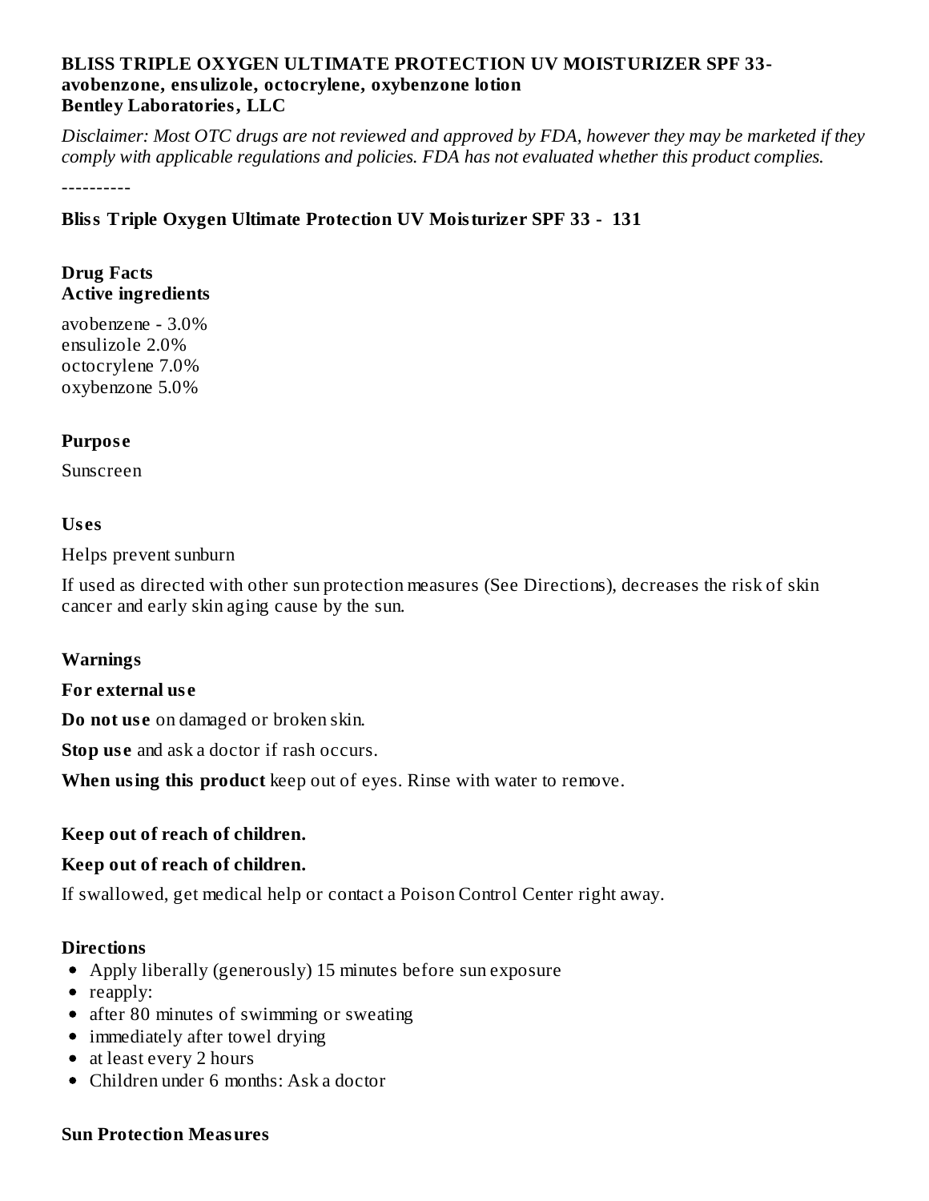**BLISS TRIPLE OXYGEN ULTIMATE PROTECTION UV MOISTURIZER SPF 33- avobenzone, ensulizole, octocrylene, oxybenzone lotion**
**Bentley Laboratories, LLC**

*Disclaimer: Most OTC drugs are not reviewed and approved by FDA, however they may be marketed if they comply with applicable regulations and policies. FDA has not evaluated whether this product complies.*

----------

**Bliss Triple Oxygen Ultimate Protection UV Moisturizer SPF 33 - 131**

**Drug Facts**
**Active ingredients**

avobenzene - 3.0%
ensulizole 2.0%
octocrylene 7.0%
oxybenzone 5.0%

**Purpose**

Sunscreen

**Uses**

Helps prevent sunburn

If used as directed with other sun protection measures (See Directions), decreases the risk of skin cancer and early skin aging cause by the sun.

**Warnings**

**For external use**

**Do not use** on damaged or broken skin.

**Stop use** and ask a doctor if rash occurs.

**When using this product** keep out of eyes. Rinse with water to remove.

**Keep out of reach of children.**

**Keep out of reach of children.**

If swallowed, get medical help or contact a Poison Control Center right away.

**Directions**

- Apply liberally (generously) 15 minutes before sun exposure
- reapply:
- after 80 minutes of swimming or sweating
- immediately after towel drying
- at least every 2 hours
- Children under 6 months: Ask a doctor

**Sun Protection Measures**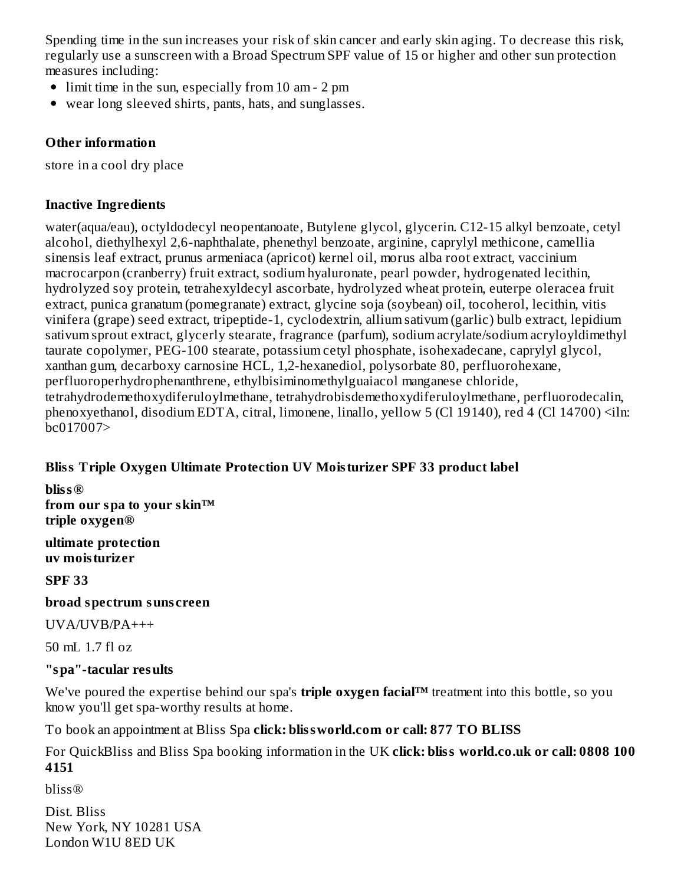Spending time in the sun increases your risk of skin cancer and early skin aging. To decrease this risk, regularly use a sunscreen with a Broad Spectrum SPF value of 15 or higher and other sun protection measures including:

- limit time in the sun, especially from 10 am - 2 pm
- wear long sleeved shirts, pants, hats, and sunglasses.

### Other information

store in a cool dry place

### Inactive Ingredients

water(aqua/eau), octyldodecyl neopentanoate, Butylene glycol, glycerin. C12-15 alkyl benzoate, cetyl alcohol, diethylhexyl 2,6-naphthalate, phenethyl benzoate, arginine, caprylyl methicone, camellia sinensis leaf extract, prunus armeniaca (apricot) kernel oil, morus alba root extract, vaccinium macrocarpon (cranberry) fruit extract, sodium hyaluronate, pearl powder, hydrogenated lecithin, hydrolyzed soy protein, tetrahexyldecyl ascorbate, hydrolyzed wheat protein, euterpe oleracea fruit extract, punica granatum (pomegranate) extract, glycine soja (soybean) oil, tocoherol, lecithin, vitis vinifera (grape) seed extract, tripeptide-1, cyclodextrin, allium sativum (garlic) bulb extract, lepidium sativum sprout extract, glycerly stearate, fragrance (parfum), sodium acrylate/sodium acryloyldimethyl taurate copolymer, PEG-100 stearate, potassium cetyl phosphate, isohexadecane, caprylyl glycol, xanthan gum, decarboxy carnosine HCL, 1,2-hexanediol, polysorbate 80, perfluorohexane, perfluoroperhydrophenanthrene, ethylbisiminomethylguaiacol manganese chloride, tetrahydrodemethoxydiferuloylmethane, tetrahydrobisdemethoxydiferuloylmethane, perfluorodecalin, phenoxyethanol, disodium EDTA, citral, limonene, linallo, yellow 5 (Cl 19140), red 4 (Cl 14700) <iln: bc017007>

### Bliss Triple Oxygen Ultimate Protection UV Moisturizer SPF 33 product label

**bliss®**
**from our spa to your skin™**
**triple oxygen®**

**ultimate protection**
**uv moisturizer**

**SPF 33**

**broad spectrum sunscreen**

UVA/UVB/PA+++

50 mL 1.7 fl oz

**"spa"-tacular results**

We've poured the expertise behind our spa's **triple oxygen facial™** treatment into this bottle, so you know you'll get spa-worthy results at home.

To book an appointment at Bliss Spa **click: blissworld.com or call: 877 TO BLISS**

For QuickBliss and Bliss Spa booking information in the UK **click: bliss world.co.uk or call: 0808 100 4151**

bliss®

Dist. Bliss
New York, NY 10281 USA
London W1U 8ED UK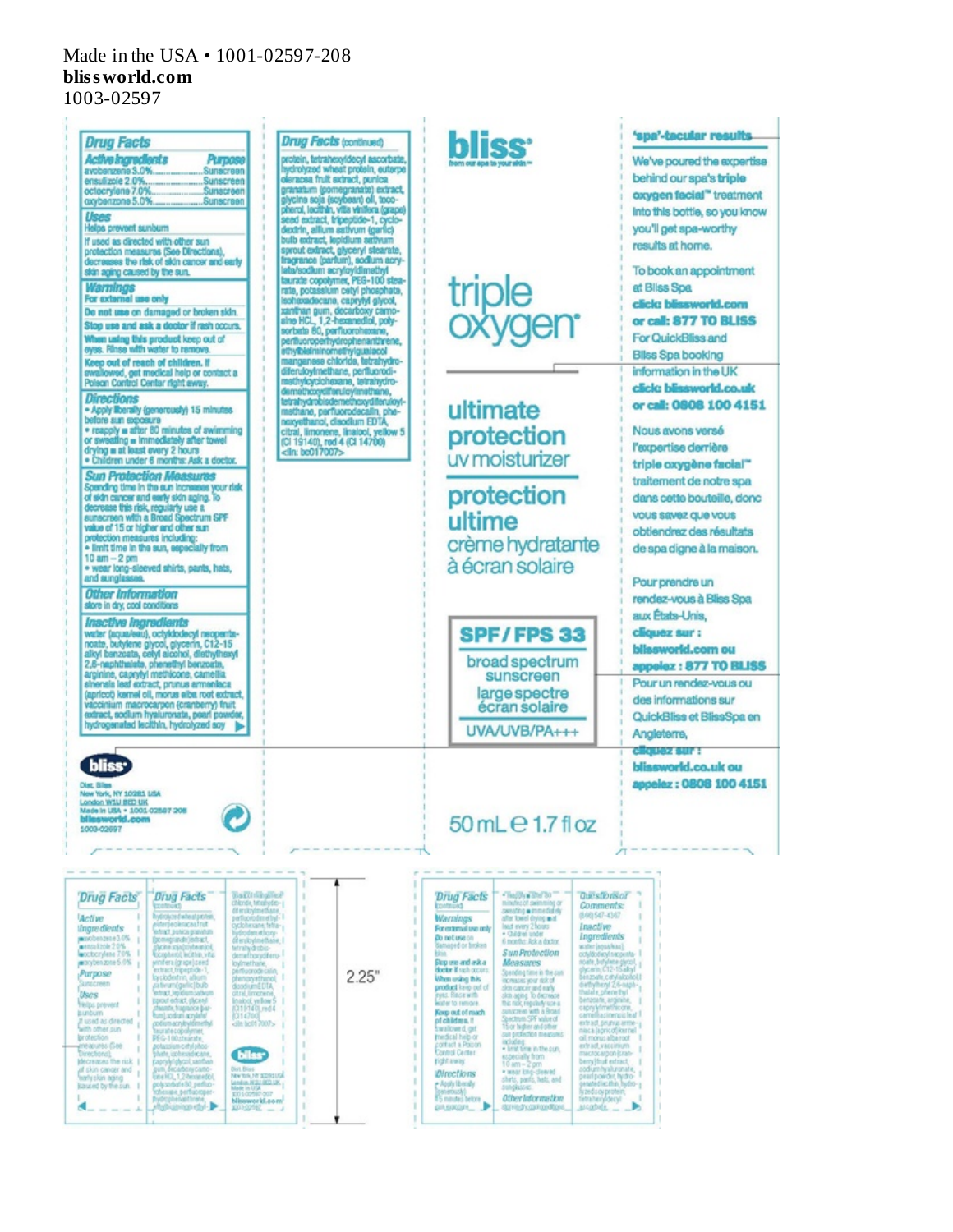Made in the USA • 1001-02597-208
**blissworld.com**
1003-02597

## Drug Facts

| Active ingredients | Purpose |
|---|---|
| avobenzone 3.0% | Sunscreen |
| ensulizole 2.0% | Sunscreen |
| octocrylene 7.0% | Sunscreen |
| oxybenzone 5.0% | Sunscreen |

### Uses
Helps prevent sunburn

If used as directed with other sun protection measures (See Directions), decreases the risk of skin cancer and early skin aging caused by the sun.

### Warnings
**For external use only**

**Do not use** on damaged or broken skin.

**Stop use and ask a doctor** if rash occurs.

**When using this product** keep out of eyes. Rinse with water to remove.

**Keep out of reach of children.** If swallowed, get medical help or contact a Poison Control Center right away.

### Directions
- Apply liberally (generously) 15 minutes before sun exposure
- reapply ▪ after 80 minutes of swimming or sweating ▪ immediately after towel drying ▪ at least every 2 hours
- Children under 6 months: Ask a doctor.

### Sun Protection Measures
Spending time in the sun increases your risk of skin cancer and early skin aging. To decrease this risk, regularly use a sunscreen with a Broad Spectrum SPF value of 15 or higher and other sun protection measures including:
- limit time in the sun, especially from 10 am – 2 pm
- wear long-sleeved shirts, pants, hats, and sunglasses.

### Other Information
store in dry, cool conditions

### Inactive Ingredients
water (aqua/eau), octyldodecyl neopentanoate, butylene glycol, glycerin, C12-15 alkyl benzoate, cetyl alcohol, diethylhexyl 2,6-naphthalate, phenethyl benzoate, arginine, caprylyl methicone, camellia sinensis leaf extract, prunus armeniaca (apricot) kernel oil, morus alba root extract, vaccinium macrocarpon (cranberry) fruit extract, sodium hyaluronate, pearl powder, hydrogenated lecithin, hydrolyzed soy protein, tetrahexyldecyl ascorbate, hydrolyzed wheat protein, euterpe oleracea fruit extract, punica granatum (pomegranate) extract, glycine soja (soybean) oil, tocopherol, lecithin, vitis vinifera (grape) seed extract, tripeptide-1, cyclodextrin, allium sativum (garlic) bulb extract, lepidium sativum sprout extract, glyceryl stearate, fragrance (parfum), sodium acrylate/sodium acryloyldimethyl taurate copolymer, PEG-100 stearate, potassium cetyl phosphate, isohexadecane, caprylyl glycol, xanthan gum, decarboxy carnosine HCL, 1,2-hexanediol, polysorbate 80, perfluorohexane, perfluoroperhydrophenanthrene, ethylbisiminomethylguaiacol manganese chloride, tetrahydrodiferuloylmethane, perfluorodimethylcyclohexane, tetrahydrodemethoxydiferuloylmethane, tetrahydrobisdemethoxydiferuloylmethane, perfluorodecalin, phenoxyethanol, disodium EDTA, citral, limonene, linalool, yellow 5 (CI 19140), red 4 (CI 14700)
<iln: bc017007>

**bliss**
Dist. Bliss
New York, NY 10281 USA
London W1U 8ED UK
Made in USA • 1001-02597-208
blissworld.com
1003-02597

**bliss** from our spa to your skin

# triple oxygen

## ultimate protection
uv moisturizer

## protection ultime
crème hydratante à écran solaire

**SPF / FPS 33**
broad spectrum sunscreen
large spectre écran solaire
UVA/UVB/PA+++

50 mL ℮ 1.7 fl oz

### 'spa'-tacular results

We've poured the expertise behind our spa's **triple oxygen facial™** treatment into this bottle, so you know you'll get spa-worthy results at home.

To book an appointment at Bliss Spa
**click: blissworld.com**
**or call: 877 TO BLISS**

For QuickBliss and Bliss Spa booking information in the UK
**click: blissworld.co.uk**
**or call: 0808 100 4151**

Nous avons versé l'expertise derrière **triple oxygène facial™** traitement de notre spa dans cette bouteille, donc vous savez que vous obtiendrez des résultats de spa digne à la maison.

Pour prendre un rendez-vous à Bliss Spa aux États-Unis,
**cliquez sur : blissworld.com ou**
**appelez : 877 TO BLISS**

Pour un rendez-vous ou des informations sur QuickBliss et BlissSpa en Angleterre,
**cliquez sur : blissworld.co.uk ou**
**appelez : 0808 100 4151**

2.25"

Questions or Comments: (888) 547-4567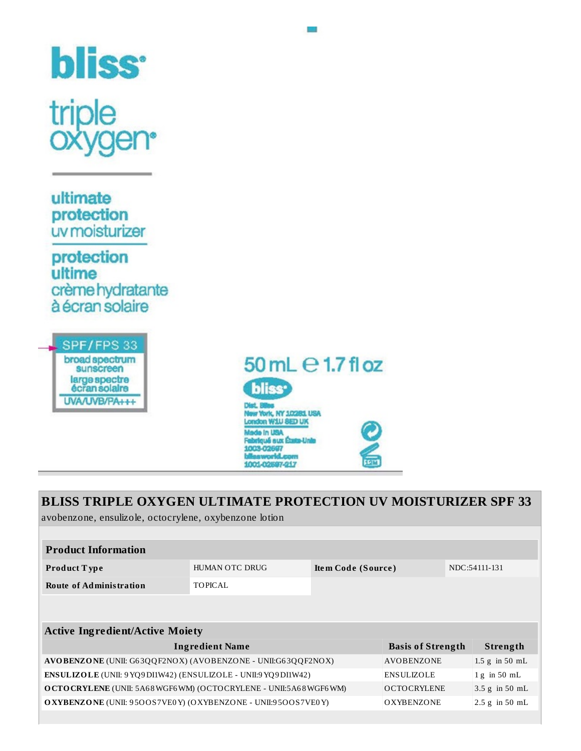bliss®

triple oxygen®

ultimate protection uv moisturizer

protection ultime crème hydratante à écran solaire

SPF/FPS 33
broad spectrum sunscreen
large spectre écran solaire
UVA/UVB/PA+++

50 mL ℮ 1.7 fl oz

bliss®

Dist. Bliss
New York, NY 10281 USA
London W1U 8ED UK
Made in USA
Fabriqué aux États-Unis
1003-02697
blissworld.com
1001-02697-217

12M

# BLISS TRIPLE OXYGEN ULTIMATE PROTECTION UV MOISTURIZER SPF 33

avobenzone, ensulizole, octocrylene, oxybenzone lotion

| Product Information | | | |
|---|---|---|---|
| **Product Type** | HUMAN OTC DRUG | **Item Code (Source)** | NDC:54111-131 |
| **Route of Administration** | TOPICAL | | |

| Active Ingredient/Active Moiety | | |
|---|---|---|
| **Ingredient Name** | **Basis of Strength** | **Strength** |
| **AVOBENZONE** (UNII: G63QQF2NOX) (AVOBENZONE - UNII:G63QQF2NOX) | AVOBENZONE | 1.5 g in 50 mL |
| **ENSULIZOLE** (UNII: 9YQ9DI1W42) (ENSULIZOLE - UNII:9YQ9DI1W42) | ENSULIZOLE | 1 g in 50 mL |
| **OCTOCRYLENE** (UNII: 5A68WGF6WM) (OCTOCRYLENE - UNII:5A68WGF6WM) | OCTOCRYLENE | 3.5 g in 50 mL |
| **OXYBENZONE** (UNII: 95OOS7VE0Y) (OXYBENZONE - UNII:95OOS7VE0Y) | OXYBENZONE | 2.5 g in 50 mL |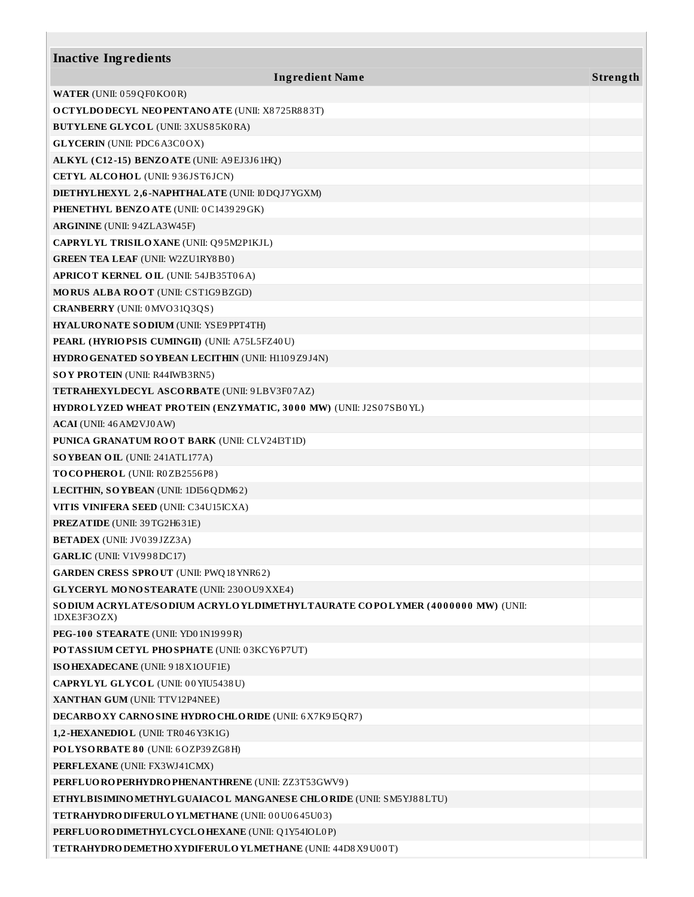| Inactive Ingredients | |
|---|---|
| **Ingredient Name** | **Strength** |
| **WATER** (UNII: 059QF0KO0R) | |
| **OCTYLDODECYL NEOPENTANOATE** (UNII: X8725R883T) | |
| **BUTYLENE GLYCOL** (UNII: 3XUS85K0RA) | |
| **GLYCERIN** (UNII: PDC6A3C0OX) | |
| **ALKYL (C12-15) BENZOATE** (UNII: A9EJ3J61HQ) | |
| **CETYL ALCOHOL** (UNII: 936JST6JCN) | |
| **DIETHYLHEXYL 2,6-NAPHTHALATE** (UNII: I0DQJ7YGXM) | |
| **PHENETHYL BENZOATE** (UNII: 0C143929GK) | |
| **ARGININE** (UNII: 94ZLA3W45F) | |
| **CAPRYLYL TRISILOXANE** (UNII: Q95M2P1KJL) | |
| **GREEN TEA LEAF** (UNII: W2ZU1RY8B0) | |
| **APRICOT KERNEL OIL** (UNII: 54JB35T06A) | |
| **MORUS ALBA ROOT** (UNII: CST1G9BZGD) | |
| **CRANBERRY** (UNII: 0MVO31Q3QS) | |
| **HYALURONATE SODIUM** (UNII: YSE9PPT4TH) | |
| **PEARL (HYRIOPSIS CUMINGII)** (UNII: A75L5FZ40U) | |
| **HYDROGENATED SOYBEAN LECITHIN** (UNII: H1109Z9J4N) | |
| **SOY PROTEIN** (UNII: R44IWB3RN5) | |
| **TETRAHEXYLDECYL ASCORBATE** (UNII: 9LBV3F07AZ) | |
| **HYDROLYZED WHEAT PROTEIN (ENZYMATIC, 3000 MW)** (UNII: J2S07SB0YL) | |
| **ACAI** (UNII: 46AM2VJ0AW) | |
| **PUNICA GRANATUM ROOT BARK** (UNII: CLV24I3T1D) | |
| **SOYBEAN OIL** (UNII: 241ATL177A) | |
| **TOCOPHEROL** (UNII: R0ZB2556P8) | |
| **LECITHIN, SOYBEAN** (UNII: 1DI56QDM62) | |
| **VITIS VINIFERA SEED** (UNII: C34U15ICXA) | |
| **PREZATIDE** (UNII: 39TG2H631E) | |
| **BETADEX** (UNII: JV039JZZ3A) | |
| **GARLIC** (UNII: V1V998DC17) | |
| **GARDEN CRESS SPROUT** (UNII: PWQ18YNR62) | |
| **GLYCERYL MONOSTEARATE** (UNII: 230OU9XXE4) | |
| **SODIUM ACRYLATE/SODIUM ACRYLOYLDIMETHYLTAURATE COPOLYMER (4000000 MW)** (UNII: 1DXE3F3OZX) | |
| **PEG-100 STEARATE** (UNII: YD01N1999R) | |
| **POTASSIUM CETYL PHOSPHATE** (UNII: 03KCY6P7UT) | |
| **ISOHEXADECANE** (UNII: 918X1OUF1E) | |
| **CAPRYLYL GLYCOL** (UNII: 00YIU5438U) | |
| **XANTHAN GUM** (UNII: TTV12P4NEE) | |
| **DECARBOXY CARNOSINE HYDROCHLORIDE** (UNII: 6X7K9I5QR7) | |
| **1,2-HEXANEDIOL** (UNII: TR046Y3K1G) | |
| **POLYSORBATE 80** (UNII: 6OZP39ZG8H) | |
| **PERFLEXANE** (UNII: FX3WJ41CMX) | |
| **PERFLUOROPERHYDROPHENANTHRENE** (UNII: ZZ3T53GWV9) | |
| **ETHYLBISIMINOMETHYLGUAIACOL MANGANESE CHLORIDE** (UNII: SM5YJ88LTU) | |
| **TETRAHYDRODIFERULOYLMETHANE** (UNII: 00U0645U03) | |
| **PERFLUORODIMETHYLCYCLOHEXANE** (UNII: Q1Y54IOL0P) | |
| **TETRAHYDRODEMETHOXYDIFERULOYLMETHANE** (UNII: 44D8X9U00T) | |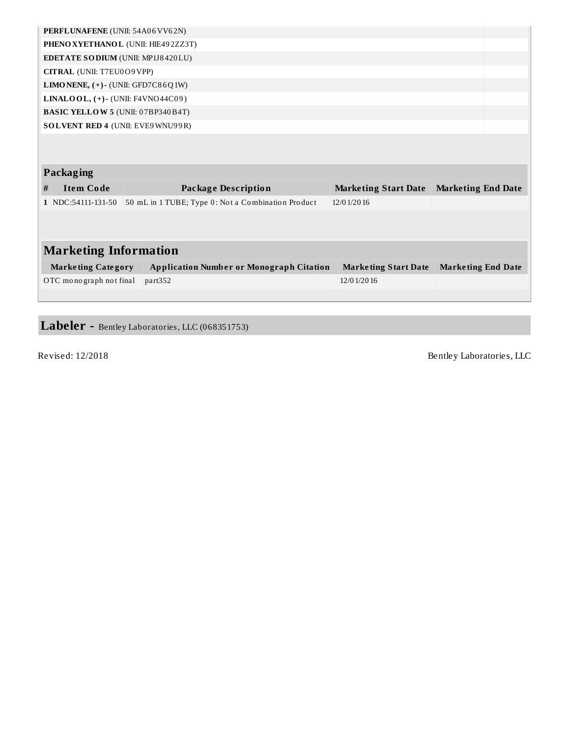| | |
|---|---|
| **PERFLUNAFENE** (UNII: 54A06VV62N) | |
| **PHENOXYETHANOL** (UNII: HIE492ZZ3T) | |
| **EDETATE SODIUM** (UNII: MP1J8420LU) | |
| **CITRAL** (UNII: T7EU0O9VPP) | |
| **LIMONENE, (+)-** (UNII: GFD7C86Q1W) | |
| **LINALOOL, (+)-** (UNII: F4VNO44C09) | |
| **BASIC YELLOW 5** (UNII: 07BP340B4T) | |
| **SOLVENT RED 4** (UNII: EVE9WNU99R) | |

## Packaging

| # | Item Code | Package Description | Marketing Start Date | Marketing End Date |
|---|---|---|---|---|
| 1 | NDC:54111-131-50 | 50 mL in 1 TUBE; Type 0: Not a Combination Product | 12/01/2016 | |

## Marketing Information

| Marketing Category | Application Number or Monograph Citation | Marketing Start Date | Marketing End Date |
|---|---|---|---|
| OTC monograph not final | part352 | 12/01/2016 | |

## Labeler - Bentley Laboratories, LLC (068351753)

Revised: 12/2018

Bentley Laboratories, LLC